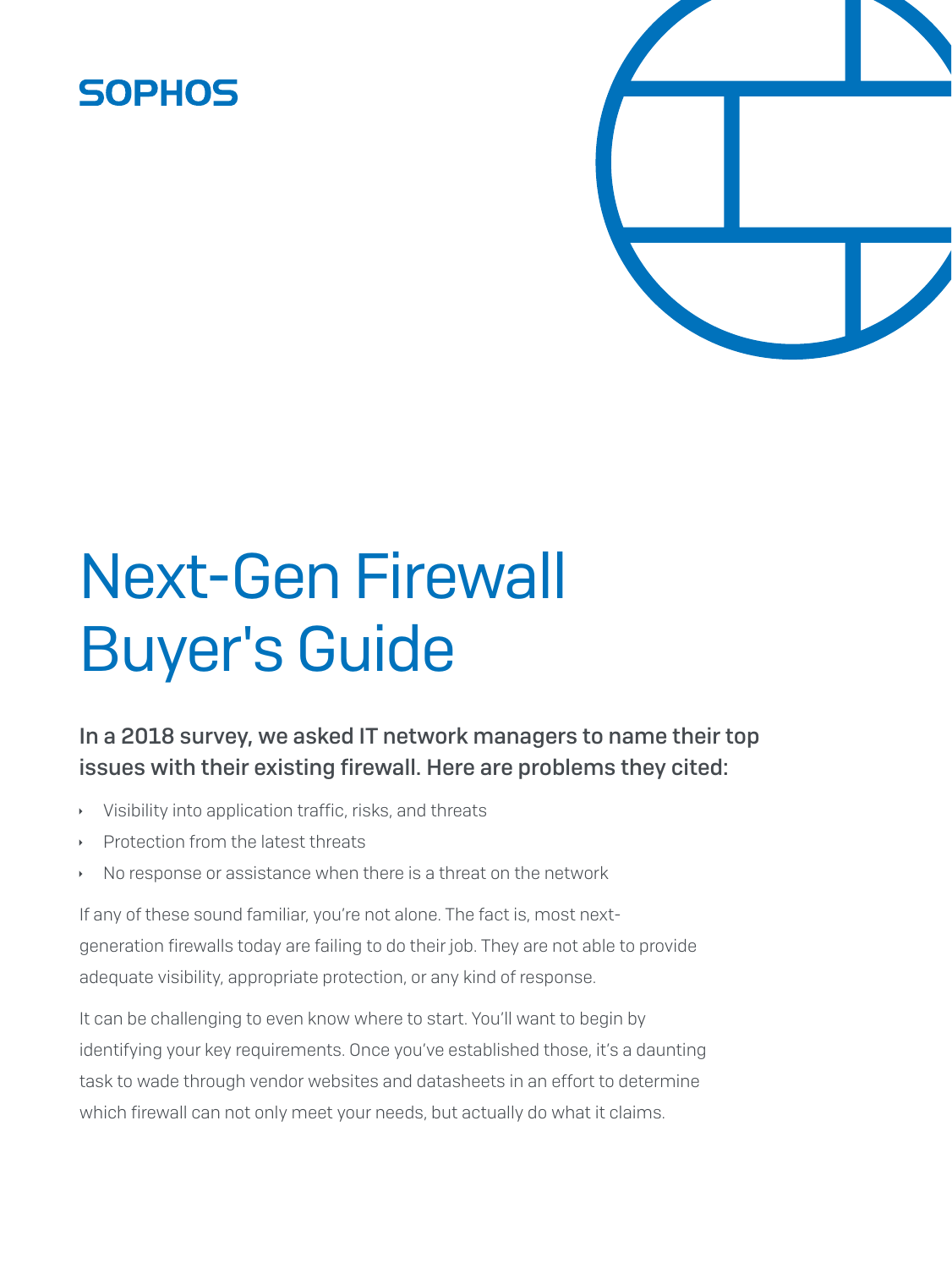SOPHOS

# Next-Gen Firewall Buyer's Guide

**In a 2018 survey, we asked IT network managers to name their top issues with their existing firewall. Here are problems they cited:**

- Visibility into application traffic, risks, and threats
- Protection from the latest threats
- No response or assistance when there is a threat on the network

If any of these sound familiar, you're not alone. The fact is, most next-generation firewalls today are failing to do their job. They are not able to provide adequate visibility, appropriate protection, or any kind of response.

It can be challenging to even know where to start. You'll want to begin by identifying your key requirements. Once you've established those, it's a daunting task to wade through vendor websites and datasheets in an effort to determine which firewall can not only meet your needs, but actually do what it claims.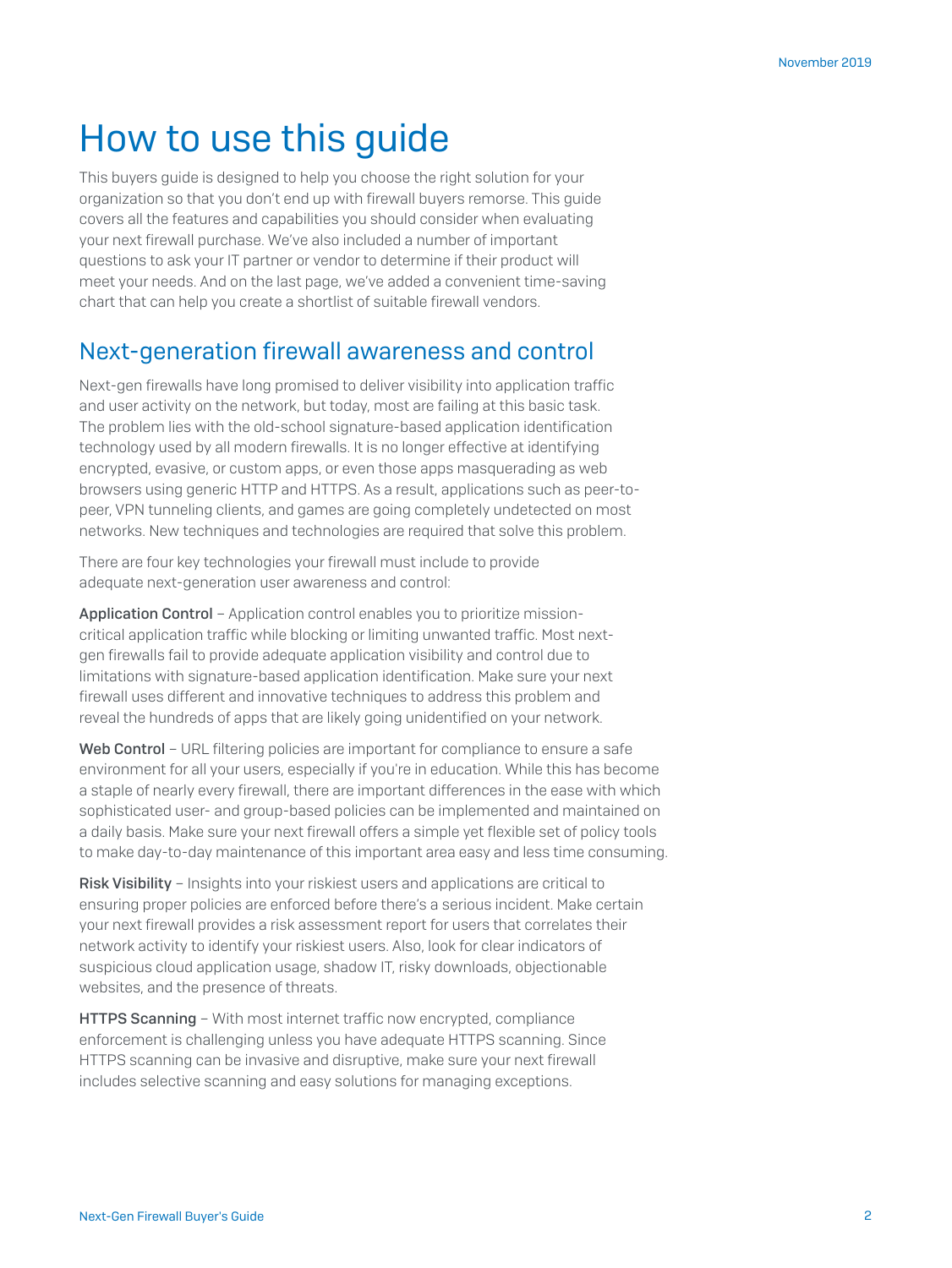# How to use this guide

This buyers guide is designed to help you choose the right solution for your organization so that you don't end up with firewall buyers remorse. This guide covers all the features and capabilities you should consider when evaluating your next firewall purchase. We've also included a number of important questions to ask your IT partner or vendor to determine if their product will meet your needs. And on the last page, we've added a convenient time-saving chart that can help you create a shortlist of suitable firewall vendors.

## Next-generation firewall awareness and control

Next-gen firewalls have long promised to deliver visibility into application traffic and user activity on the network, but today, most are failing at this basic task. The problem lies with the old-school signature-based application identification technology used by all modern firewalls. It is no longer effective at identifying encrypted, evasive, or custom apps, or even those apps masquerading as web browsers using generic HTTP and HTTPS. As a result, applications such as peer-to-peer, VPN tunneling clients, and games are going completely undetected on most networks. New techniques and technologies are required that solve this problem.

There are four key technologies your firewall must include to provide adequate next-generation user awareness and control:

**Application Control** – Application control enables you to prioritize mission-critical application traffic while blocking or limiting unwanted traffic. Most next-gen firewalls fail to provide adequate application visibility and control due to limitations with signature-based application identification. Make sure your next firewall uses different and innovative techniques to address this problem and reveal the hundreds of apps that are likely going unidentified on your network.

**Web Control** – URL filtering policies are important for compliance to ensure a safe environment for all your users, especially if you're in education. While this has become a staple of nearly every firewall, there are important differences in the ease with which sophisticated user- and group-based policies can be implemented and maintained on a daily basis. Make sure your next firewall offers a simple yet flexible set of policy tools to make day-to-day maintenance of this important area easy and less time consuming.

**Risk Visibility** – Insights into your riskiest users and applications are critical to ensuring proper policies are enforced before there's a serious incident. Make certain your next firewall provides a risk assessment report for users that correlates their network activity to identify your riskiest users. Also, look for clear indicators of suspicious cloud application usage, shadow IT, risky downloads, objectionable websites, and the presence of threats.

**HTTPS Scanning** – With most internet traffic now encrypted, compliance enforcement is challenging unless you have adequate HTTPS scanning. Since HTTPS scanning can be invasive and disruptive, make sure your next firewall includes selective scanning and easy solutions for managing exceptions.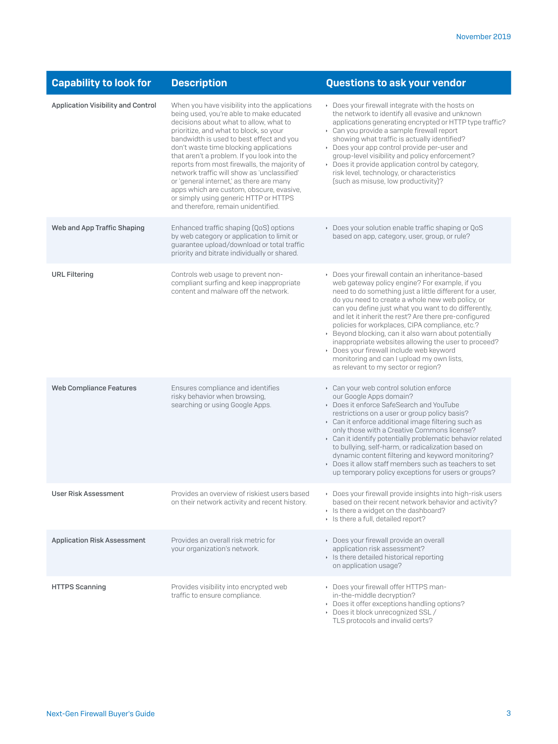| Capability to look for | Description | Questions to ask your vendor |
|---|---|---|
| Application Visibility and Control | When you have visibility into the applications being used, you're able to make educated decisions about what to allow, what to block, what to prioritize, and what to block, so your bandwidth is used to best effect and you don't waste time blocking applications that aren't a problem. If you look into the reports from most firewalls, the majority of network traffic will show as 'unclassified' or 'general internet,' as there are many apps which are custom, obscure, evasive, or simply using generic HTTP or HTTPS and therefore, remain unidentified. | • Does your firewall integrate with the hosts on the network to identify all evasive and unknown applications generating encrypted or HTTP type traffic?<br>• Can you provide a sample firewall report showing what traffic is actually identified?<br>• Does your app control provide per-user and group-level visibility and policy enforcement?<br>• Does it provide application control by category, risk level, technology, or characteristics (such as misuse, low productivity)? |
| Web and App Traffic Shaping | Enhanced traffic shaping (QoS) options by web category or application to limit or guarantee upload/download or total traffic priority and bitrate individually or shared. | • Does your solution enable traffic shaping or QoS based on app, category, user, group, or rule? |
| URL Filtering | Controls web usage to prevent non-compliant surfing and keep inappropriate content and malware off the network. | • Does your firewall contain an inheritance-based web gateway policy engine? For example, if you need to do something just a little different for a user, do you need to create a whole new web policy, or can you define just what you want to do differently, and let it inherit the rest? Are there pre-configured policies for workplaces, CIPA compliance, etc.?<br>• Beyond blocking, can it also warn about potentially inappropriate websites allowing the user to proceed?<br>• Does your firewall include web keyword monitoring and can I upload my own lists, as relevant to my sector or region? |
| Web Compliance Features | Ensures compliance and identifies risky behavior when browsing, searching or using Google Apps. | • Can your web control solution enforce our Google Apps domain?<br>• Does it enforce SafeSearch and YouTube restrictions on a user or group policy basis?<br>• Can it enforce additional image filtering such as only those with a Creative Commons license?<br>• Can it identify potentially problematic behavior related to bullying, self-harm, or radicalization based on dynamic content filtering and keyword monitoring?<br>• Does it allow staff members such as teachers to set up temporary policy exceptions for users or groups? |
| User Risk Assessment | Provides an overview of riskiest users based on their network activity and recent history. | • Does your firewall provide insights into high-risk users based on their recent network behavior and activity?<br>• Is there a widget on the dashboard?<br>• Is there a full, detailed report? |
| Application Risk Assessment | Provides an overall risk metric for your organization's network. | • Does your firewall provide an overall application risk assessment?<br>• Is there detailed historical reporting on application usage? |
| HTTPS Scanning | Provides visibility into encrypted web traffic to ensure compliance. | • Does your firewall offer HTTPS man-in-the-middle decryption?<br>• Does it offer exceptions handling options?<br>• Does it block unrecognized SSL / TLS protocols and invalid certs? |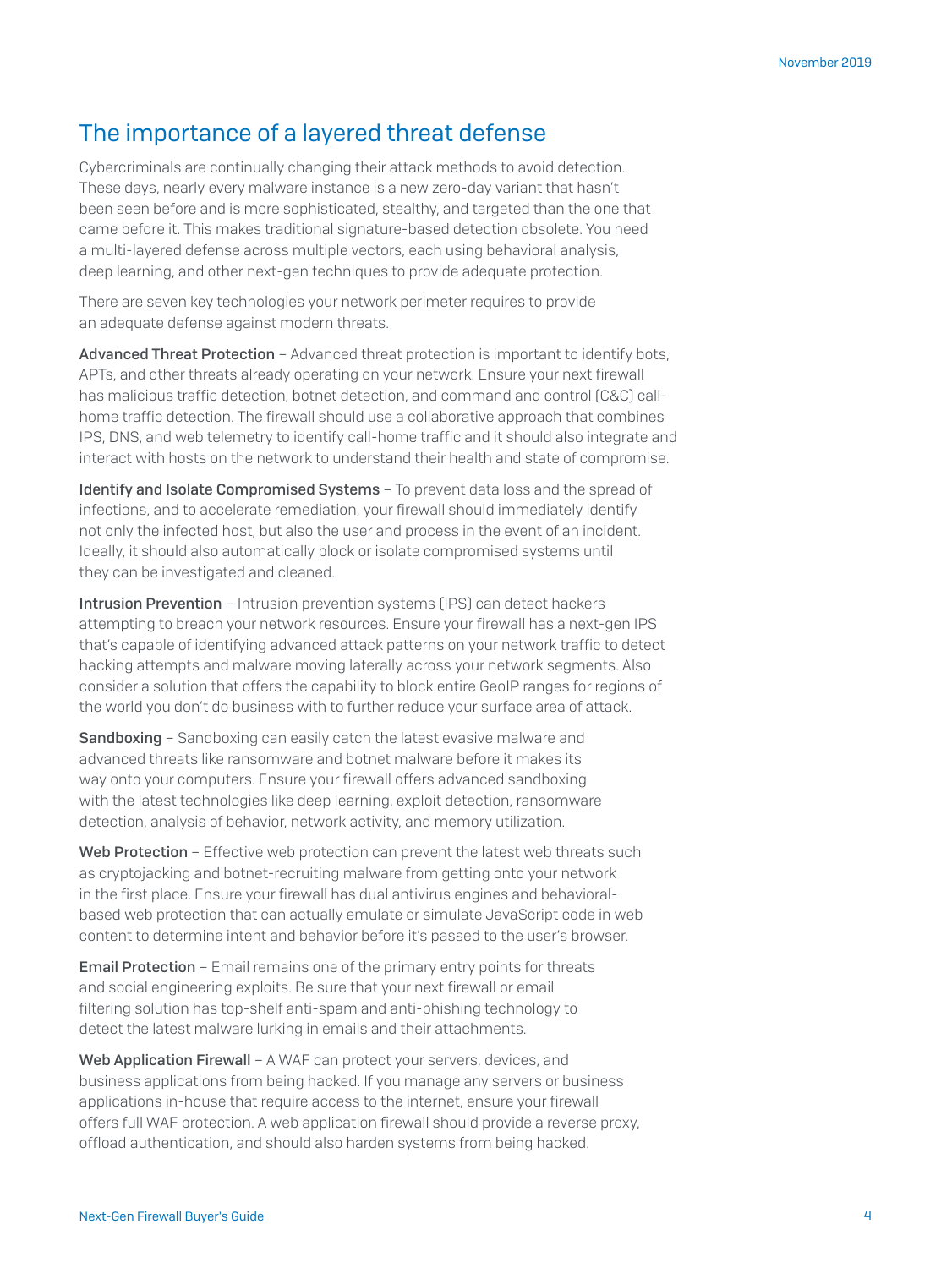## The importance of a layered threat defense

Cybercriminals are continually changing their attack methods to avoid detection. These days, nearly every malware instance is a new zero-day variant that hasn't been seen before and is more sophisticated, stealthy, and targeted than the one that came before it. This makes traditional signature-based detection obsolete. You need a multi-layered defense across multiple vectors, each using behavioral analysis, deep learning, and other next-gen techniques to provide adequate protection.

There are seven key technologies your network perimeter requires to provide an adequate defense against modern threats.

**Advanced Threat Protection** – Advanced threat protection is important to identify bots, APTs, and other threats already operating on your network. Ensure your next firewall has malicious traffic detection, botnet detection, and command and control (C&C) call-home traffic detection. The firewall should use a collaborative approach that combines IPS, DNS, and web telemetry to identify call-home traffic and it should also integrate and interact with hosts on the network to understand their health and state of compromise.

**Identify and Isolate Compromised Systems** – To prevent data loss and the spread of infections, and to accelerate remediation, your firewall should immediately identify not only the infected host, but also the user and process in the event of an incident. Ideally, it should also automatically block or isolate compromised systems until they can be investigated and cleaned.

**Intrusion Prevention** – Intrusion prevention systems (IPS) can detect hackers attempting to breach your network resources. Ensure your firewall has a next-gen IPS that's capable of identifying advanced attack patterns on your network traffic to detect hacking attempts and malware moving laterally across your network segments. Also consider a solution that offers the capability to block entire GeoIP ranges for regions of the world you don't do business with to further reduce your surface area of attack.

**Sandboxing** – Sandboxing can easily catch the latest evasive malware and advanced threats like ransomware and botnet malware before it makes its way onto your computers. Ensure your firewall offers advanced sandboxing with the latest technologies like deep learning, exploit detection, ransomware detection, analysis of behavior, network activity, and memory utilization.

**Web Protection** – Effective web protection can prevent the latest web threats such as cryptojacking and botnet-recruiting malware from getting onto your network in the first place. Ensure your firewall has dual antivirus engines and behavioral-based web protection that can actually emulate or simulate JavaScript code in web content to determine intent and behavior before it's passed to the user's browser.

**Email Protection** – Email remains one of the primary entry points for threats and social engineering exploits. Be sure that your next firewall or email filtering solution has top-shelf anti-spam and anti-phishing technology to detect the latest malware lurking in emails and their attachments.

**Web Application Firewall** – A WAF can protect your servers, devices, and business applications from being hacked. If you manage any servers or business applications in-house that require access to the internet, ensure your firewall offers full WAF protection. A web application firewall should provide a reverse proxy, offload authentication, and should also harden systems from being hacked.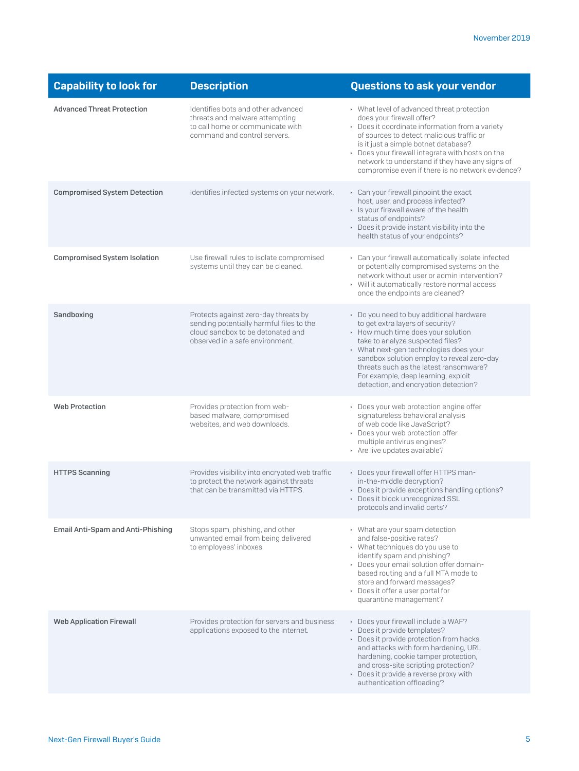| Capability to look for | Description | Questions to ask your vendor |
|---|---|---|
| Advanced Threat Protection | Identifies bots and other advanced threats and malware attempting to call home or communicate with command and control servers. | ‣ What level of advanced threat protection does your firewall offer?<br>‣ Does it coordinate information from a variety of sources to detect malicious traffic or is it just a simple botnet database?<br>‣ Does your firewall integrate with hosts on the network to understand if they have any signs of compromise even if there is no network evidence? |
| Compromised System Detection | Identifies infected systems on your network. | ‣ Can your firewall pinpoint the exact host, user, and process infected?<br>‣ Is your firewall aware of the health status of endpoints?<br>‣ Does it provide instant visibility into the health status of your endpoints? |
| Compromised System Isolation | Use firewall rules to isolate compromised systems until they can be cleaned. | ‣ Can your firewall automatically isolate infected or potentially compromised systems on the network without user or admin intervention?<br>‣ Will it automatically restore normal access once the endpoints are cleaned? |
| Sandboxing | Protects against zero-day threats by sending potentially harmful files to the cloud sandbox to be detonated and observed in a safe environment. | ‣ Do you need to buy additional hardware to get extra layers of security?<br>‣ How much time does your solution take to analyze suspected files?<br>‣ What next-gen technologies does your sandbox solution employ to reveal zero-day threats such as the latest ransomware? For example, deep learning, exploit detection, and encryption detection? |
| Web Protection | Provides protection from web-based malware, compromised websites, and web downloads. | ‣ Does your web protection engine offer signatureless behavioral analysis of web code like JavaScript?<br>‣ Does your web protection offer multiple antivirus engines?<br>‣ Are live updates available? |
| HTTPS Scanning | Provides visibility into encrypted web traffic to protect the network against threats that can be transmitted via HTTPS. | ‣ Does your firewall offer HTTPS man-in-the-middle decryption?<br>‣ Does it provide exceptions handling options?<br>‣ Does it block unrecognized SSL protocols and invalid certs? |
| Email Anti-Spam and Anti-Phishing | Stops spam, phishing, and other unwanted email from being delivered to employees' inboxes. | ‣ What are your spam detection and false-positive rates?<br>‣ What techniques do you use to identify spam and phishing?<br>‣ Does your email solution offer domain-based routing and a full MTA mode to store and forward messages?<br>‣ Does it offer a user portal for quarantine management? |
| Web Application Firewall | Provides protection for servers and business applications exposed to the internet. | ‣ Does your firewall include a WAF?<br>‣ Does it provide templates?<br>‣ Does it provide protection from hacks and attacks with form hardening, URL hardening, cookie tamper protection, and cross-site scripting protection?<br>‣ Does it provide a reverse proxy with authentication offloading? |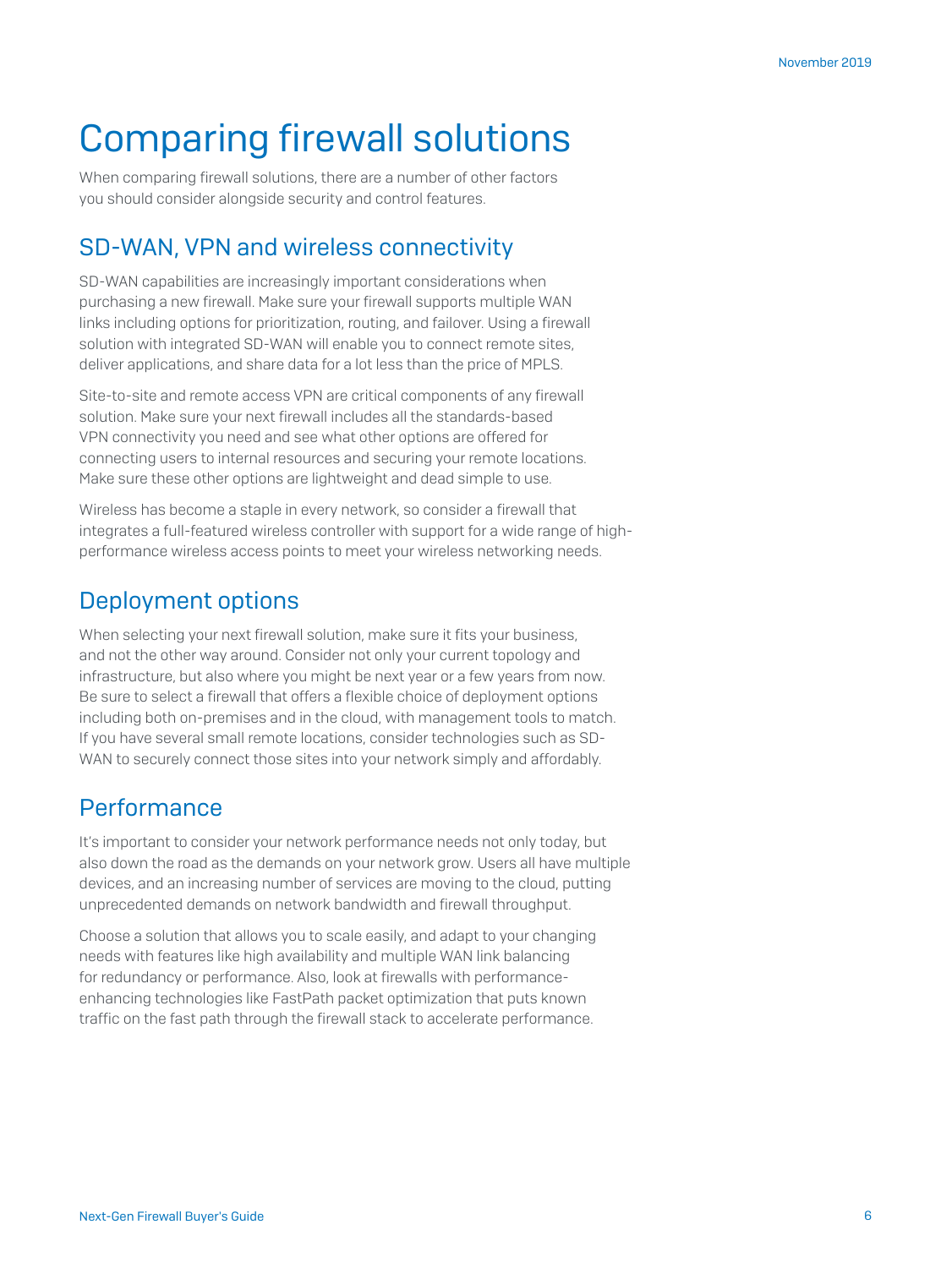# Comparing firewall solutions

When comparing firewall solutions, there are a number of other factors you should consider alongside security and control features.

## SD-WAN, VPN and wireless connectivity

SD-WAN capabilities are increasingly important considerations when purchasing a new firewall. Make sure your firewall supports multiple WAN links including options for prioritization, routing, and failover. Using a firewall solution with integrated SD-WAN will enable you to connect remote sites, deliver applications, and share data for a lot less than the price of MPLS.

Site-to-site and remote access VPN are critical components of any firewall solution. Make sure your next firewall includes all the standards-based VPN connectivity you need and see what other options are offered for connecting users to internal resources and securing your remote locations. Make sure these other options are lightweight and dead simple to use.

Wireless has become a staple in every network, so consider a firewall that integrates a full-featured wireless controller with support for a wide range of high-performance wireless access points to meet your wireless networking needs.

## Deployment options

When selecting your next firewall solution, make sure it fits your business, and not the other way around. Consider not only your current topology and infrastructure, but also where you might be next year or a few years from now. Be sure to select a firewall that offers a flexible choice of deployment options including both on-premises and in the cloud, with management tools to match. If you have several small remote locations, consider technologies such as SD-WAN to securely connect those sites into your network simply and affordably.

## Performance

It's important to consider your network performance needs not only today, but also down the road as the demands on your network grow. Users all have multiple devices, and an increasing number of services are moving to the cloud, putting unprecedented demands on network bandwidth and firewall throughput.

Choose a solution that allows you to scale easily, and adapt to your changing needs with features like high availability and multiple WAN link balancing for redundancy or performance. Also, look at firewalls with performance-enhancing technologies like FastPath packet optimization that puts known traffic on the fast path through the firewall stack to accelerate performance.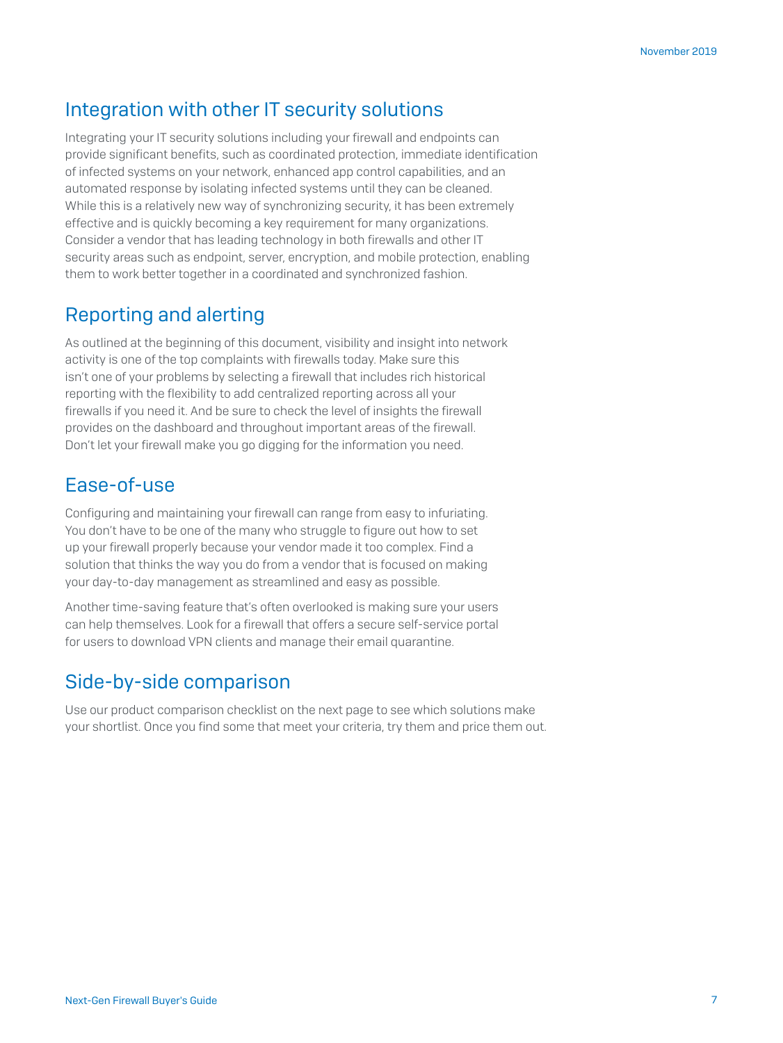## Integration with other IT security solutions

Integrating your IT security solutions including your firewall and endpoints can provide significant benefits, such as coordinated protection, immediate identification of infected systems on your network, enhanced app control capabilities, and an automated response by isolating infected systems until they can be cleaned. While this is a relatively new way of synchronizing security, it has been extremely effective and is quickly becoming a key requirement for many organizations. Consider a vendor that has leading technology in both firewalls and other IT security areas such as endpoint, server, encryption, and mobile protection, enabling them to work better together in a coordinated and synchronized fashion.

## Reporting and alerting

As outlined at the beginning of this document, visibility and insight into network activity is one of the top complaints with firewalls today. Make sure this isn't one of your problems by selecting a firewall that includes rich historical reporting with the flexibility to add centralized reporting across all your firewalls if you need it. And be sure to check the level of insights the firewall provides on the dashboard and throughout important areas of the firewall. Don't let your firewall make you go digging for the information you need.

## Ease-of-use

Configuring and maintaining your firewall can range from easy to infuriating. You don't have to be one of the many who struggle to figure out how to set up your firewall properly because your vendor made it too complex. Find a solution that thinks the way you do from a vendor that is focused on making your day-to-day management as streamlined and easy as possible.

Another time-saving feature that's often overlooked is making sure your users can help themselves. Look for a firewall that offers a secure self-service portal for users to download VPN clients and manage their email quarantine.

## Side-by-side comparison

Use our product comparison checklist on the next page to see which solutions make your shortlist. Once you find some that meet your criteria, try them and price them out.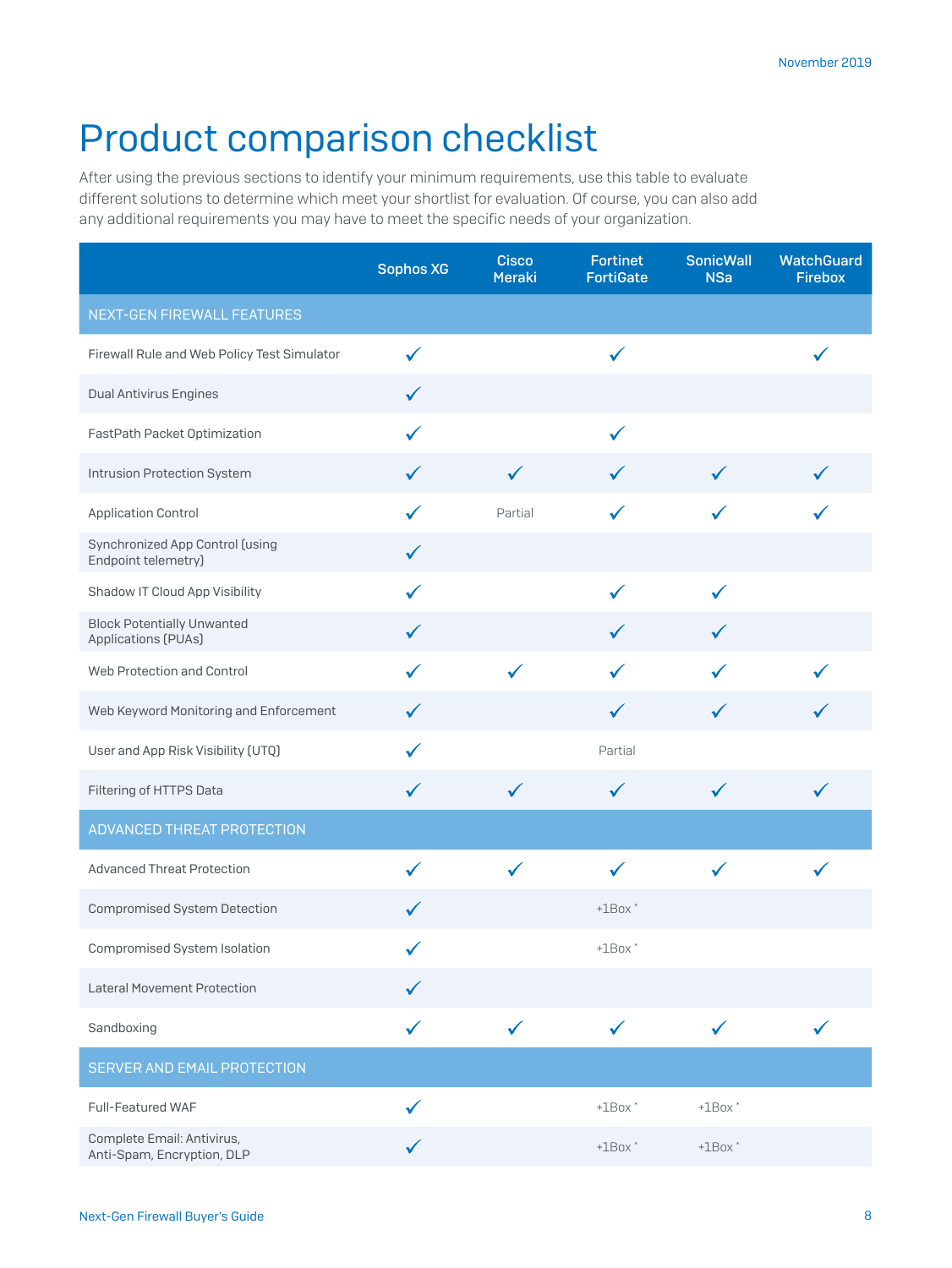# Product comparison checklist

After using the previous sections to identify your minimum requirements, use this table to evaluate different solutions to determine which meet your shortlist for evaluation. Of course, you can also add any additional requirements you may have to meet the specific needs of your organization.

| | Sophos XG | Cisco Meraki | Fortinet FortiGate | SonicWall NSa | WatchGuard Firebox |
|---|---|---|---|---|---|
| **NEXT-GEN FIREWALL FEATURES** | | | | | |
| Firewall Rule and Web Policy Test Simulator | ✓ | | ✓ | | ✓ |
| Dual Antivirus Engines | ✓ | | | | |
| FastPath Packet Optimization | ✓ | | ✓ | | |
| Intrusion Protection System | ✓ | ✓ | ✓ | ✓ | ✓ |
| Application Control | ✓ | Partial | ✓ | ✓ | ✓ |
| Synchronized App Control (using Endpoint telemetry) | ✓ | | | | |
| Shadow IT Cloud App Visibility | ✓ | | ✓ | ✓ | |
| Block Potentially Unwanted Applications (PUAs) | ✓ | | ✓ | ✓ | |
| Web Protection and Control | ✓ | ✓ | ✓ | ✓ | ✓ |
| Web Keyword Monitoring and Enforcement | ✓ | | ✓ | ✓ | ✓ |
| User and App Risk Visibility (UTQ) | ✓ | | Partial | | |
| Filtering of HTTPS Data | ✓ | ✓ | ✓ | ✓ | ✓ |
| **ADVANCED THREAT PROTECTION** | | | | | |
| Advanced Threat Protection | ✓ | ✓ | ✓ | ✓ | ✓ |
| Compromised System Detection | ✓ | | +1Box * | | |
| Compromised System Isolation | ✓ | | +1Box * | | |
| Lateral Movement Protection | ✓ | | | | |
| Sandboxing | ✓ | ✓ | ✓ | ✓ | ✓ |
| **SERVER AND EMAIL PROTECTION** | | | | | |
| Full-Featured WAF | ✓ | | +1Box * | +1Box * | |
| Complete Email: Antivirus, Anti-Spam, Encryption, DLP | ✓ | | +1Box * | +1Box * | |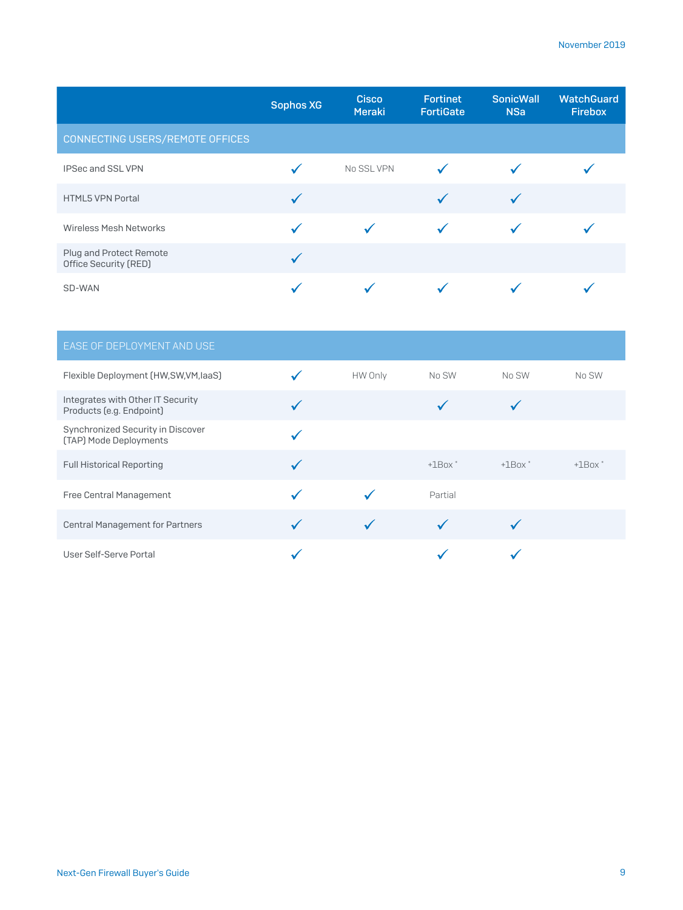| | Sophos XG | Cisco Meraki | Fortinet FortiGate | SonicWall NSa | WatchGuard Firebox |
|---|---|---|---|---|---|
| **CONNECTING USERS/REMOTE OFFICES** | | | | | |
| IPSec and SSL VPN | ✓ | No SSL VPN | ✓ | ✓ | ✓ |
| HTML5 VPN Portal | ✓ | | ✓ | ✓ | |
| Wireless Mesh Networks | ✓ | ✓ | ✓ | ✓ | ✓ |
| Plug and Protect Remote Office Security (RED) | ✓ | | | | |
| SD-WAN | ✓ | ✓ | ✓ | ✓ | ✓ |

| | Sophos XG | Cisco Meraki | Fortinet FortiGate | SonicWall NSa | WatchGuard Firebox |
|---|---|---|---|---|---|
| **EASE OF DEPLOYMENT AND USE** | | | | | |
| Flexible Deployment (HW,SW,VM,IaaS) | ✓ | HW Only | No SW | No SW | No SW |
| Integrates with Other IT Security Products (e.g. Endpoint) | ✓ | | ✓ | ✓ | |
| Synchronized Security in Discover (TAP) Mode Deployments | ✓ | | | | |
| Full Historical Reporting | ✓ | | +1Box * | +1Box * | +1Box * |
| Free Central Management | ✓ | ✓ | Partial | | |
| Central Management for Partners | ✓ | ✓ | ✓ | ✓ | |
| User Self-Serve Portal | ✓ | | ✓ | ✓ | |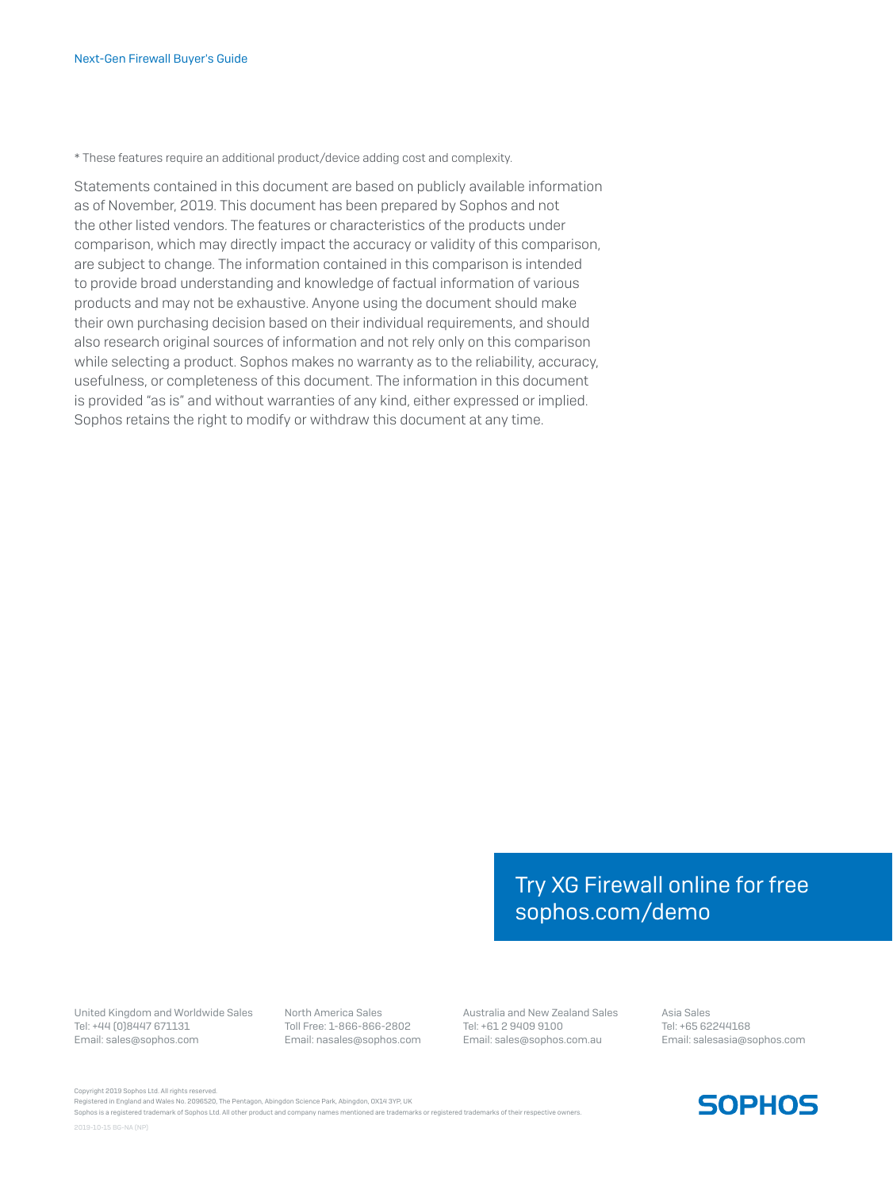* These features require an additional product/device adding cost and complexity.

Statements contained in this document are based on publicly available information as of November, 2019. This document has been prepared by Sophos and not the other listed vendors. The features or characteristics of the products under comparison, which may directly impact the accuracy or validity of this comparison, are subject to change. The information contained in this comparison is intended to provide broad understanding and knowledge of factual information of various products and may not be exhaustive. Anyone using the document should make their own purchasing decision based on their individual requirements, and should also research original sources of information and not rely only on this comparison while selecting a product. Sophos makes no warranty as to the reliability, accuracy, usefulness, or completeness of this document. The information in this document is provided "as is" and without warranties of any kind, either expressed or implied. Sophos retains the right to modify or withdraw this document at any time.

Try XG Firewall online for free
sophos.com/demo

United Kingdom and Worldwide Sales
Tel: +44 (0)8447 671131
Email: sales@sophos.com

North America Sales
Toll Free: 1-866-866-2802
Email: nasales@sophos.com

Australia and New Zealand Sales
Tel: +61 2 9409 9100
Email: sales@sophos.com.au

Asia Sales
Tel: +65 62244168
Email: salesasia@sophos.com

Copyright 2019 Sophos Ltd. All rights reserved.
Registered in England and Wales No. 2096520, The Pentagon, Abingdon Science Park, Abingdon, OX14 3YP, UK
Sophos is a registered trademark of Sophos Ltd. All other product and company names mentioned are trademarks or registered trademarks of their respective owners.

2019-10-15 BG-NA (NP)

SOPHOS